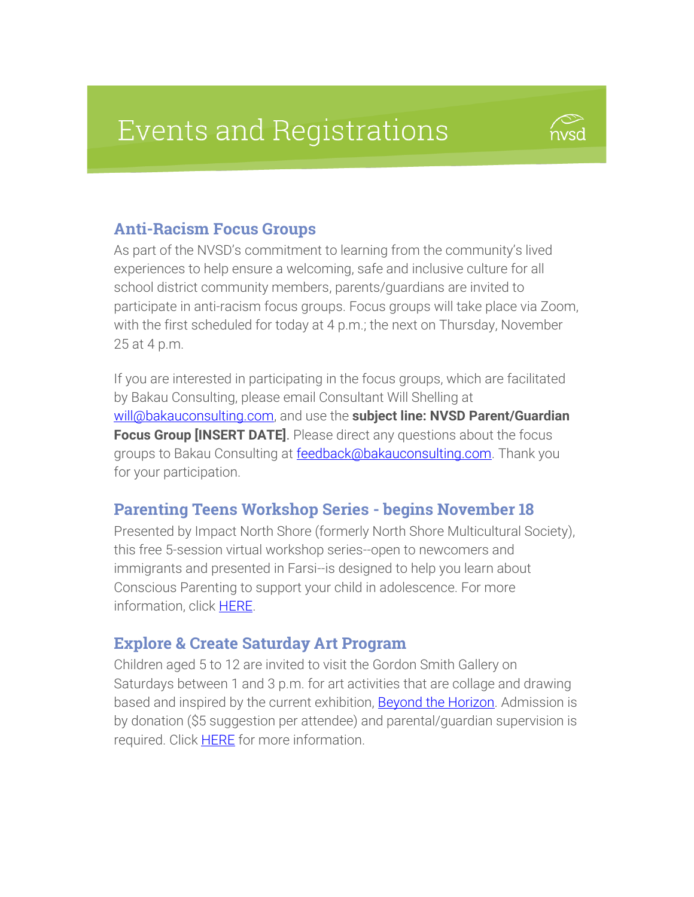# Events and Registrations

## Anti-Racism Focus Groups

As part of the NVSD's commitment to learning from the community's lived experiences to help ensure a welcoming, safe and inclusive culture for all school district community members, parents/guardians are invited to participate in anti-racism focus groups. Focus groups will take place via Zoom, with the first scheduled for today at 4 p.m.; the next on Thursday, November 25 at 4 p.m.

If you are interested in participating in the focus groups, which are facilitated by Bakau Consulting, please email Consultant Will Shelling at will@bakauconsulting.com, and use the **subject line: NVSD Parent/Guardian Focus Group [INSERT DATE]**. Please direct any questions about the focus groups to Bakau Consulting at feedback@bakauconsulting.com. Thank you for your participation.

## Parenting Teens Workshop Series - begins November 18

Presented by Impact North Shore (formerly North Shore Multicultural Society), this free 5-session virtual workshop series--open to newcomers and immigrants and presented in Farsi--is designed to help you learn about Conscious Parenting to support your child in adolescence. For more information, click HERE.

## Explore & Create Saturday Art Program

Children aged 5 to 12 are invited to visit the Gordon Smith Gallery on Saturdays between 1 and 3 p.m. for art activities that are collage and drawing based and inspired by the current exhibition, Beyond the Horizon. Admission is by donation ($5 suggestion per attendee) and parental/guardian supervision is required. Click HERE for more information.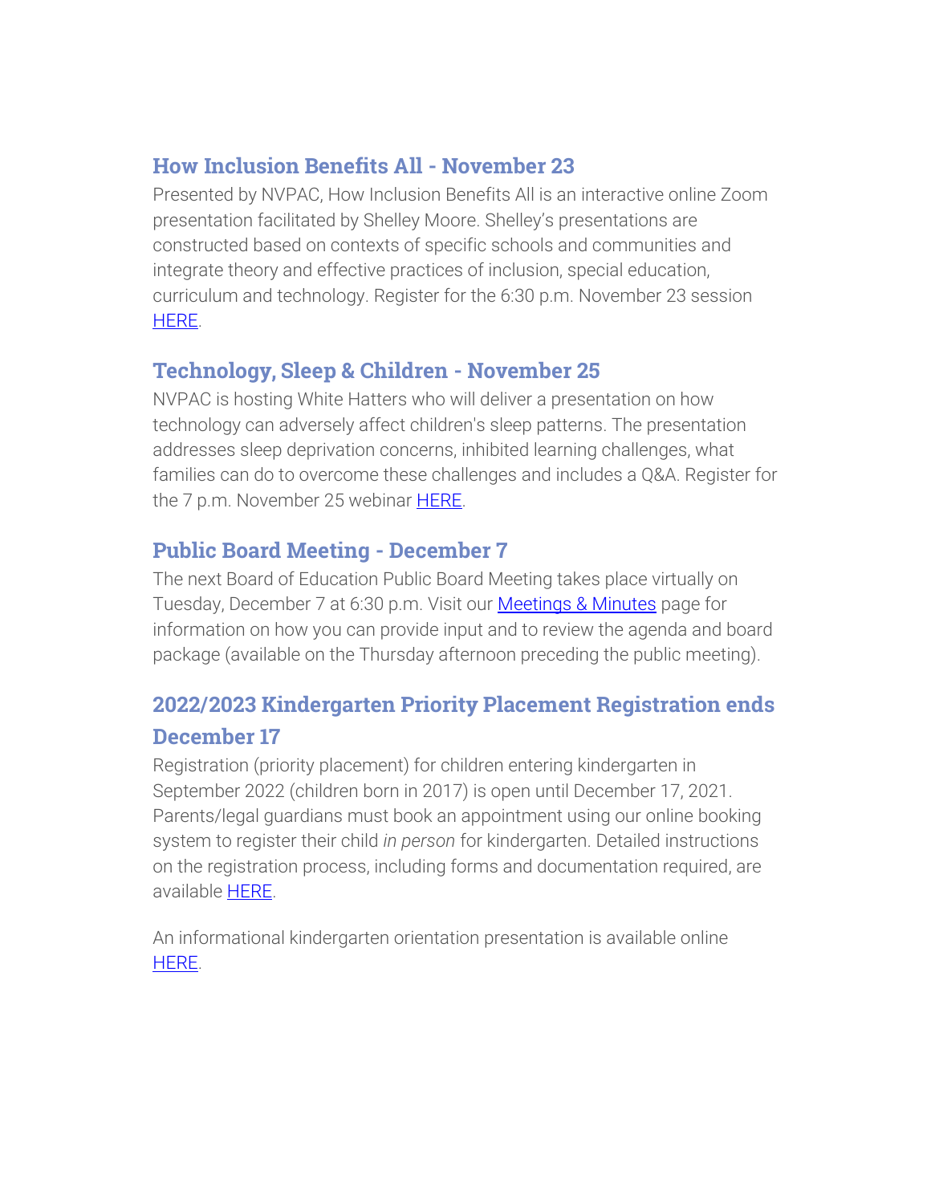## How Inclusion Benefits All - November 23

Presented by NVPAC, How Inclusion Benefits All is an interactive online Zoom presentation facilitated by Shelley Moore. Shelley's presentations are constructed based on contexts of specific schools and communities and integrate theory and effective practices of inclusion, special education, curriculum and technology. Register for the 6:30 p.m. November 23 session HERE.

## Technology, Sleep & Children - November 25

NVPAC is hosting White Hatters who will deliver a presentation on how technology can adversely affect children's sleep patterns. The presentation addresses sleep deprivation concerns, inhibited learning challenges, what families can do to overcome these challenges and includes a Q&A. Register for the 7 p.m. November 25 webinar HERE.

## Public Board Meeting - December 7

The next Board of Education Public Board Meeting takes place virtually on Tuesday, December 7 at 6:30 p.m. Visit our Meetings & Minutes page for information on how you can provide input and to review the agenda and board package (available on the Thursday afternoon preceding the public meeting).

## 2022/2023 Kindergarten Priority Placement Registration ends December 17

Registration (priority placement) for children entering kindergarten in September 2022 (children born in 2017) is open until December 17, 2021. Parents/legal guardians must book an appointment using our online booking system to register their child *in person* for kindergarten. Detailed instructions on the registration process, including forms and documentation required, are available HERE.

An informational kindergarten orientation presentation is available online HERE.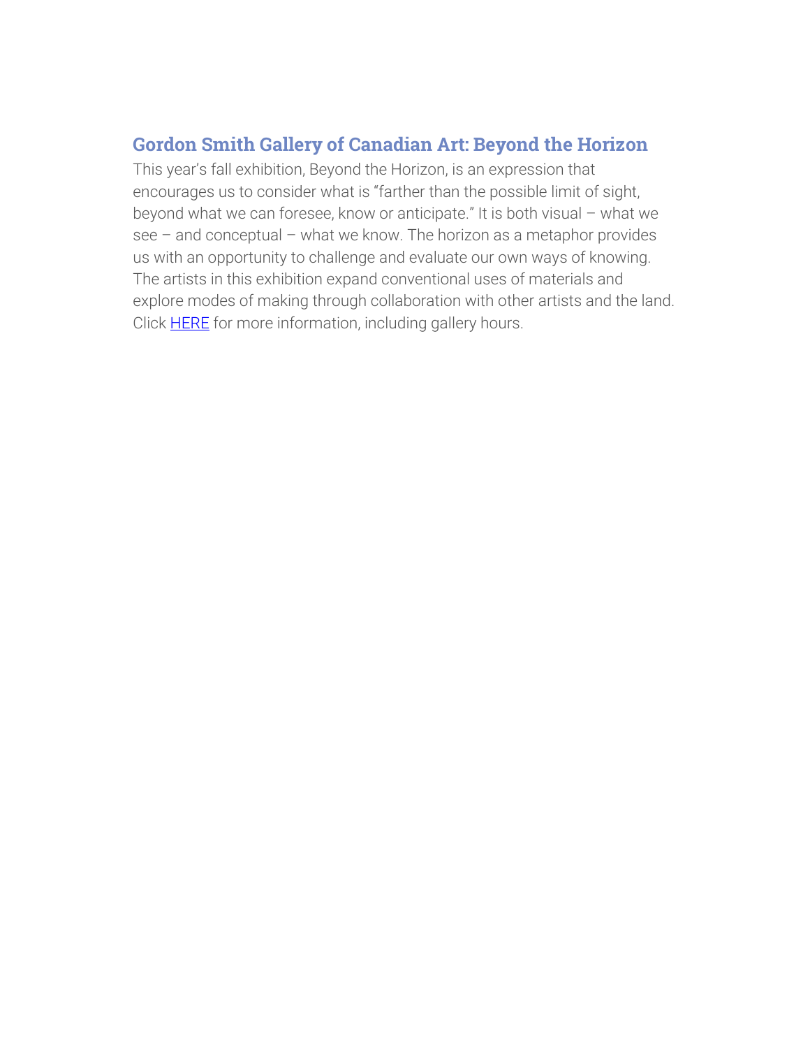## Gordon Smith Gallery of Canadian Art: Beyond the Horizon

This year's fall exhibition, Beyond the Horizon, is an expression that encourages us to consider what is "farther than the possible limit of sight, beyond what we can foresee, know or anticipate." It is both visual – what we see – and conceptual – what we know. The horizon as a metaphor provides us with an opportunity to challenge and evaluate our own ways of knowing. The artists in this exhibition expand conventional uses of materials and explore modes of making through collaboration with other artists and the land. Click HERE for more information, including gallery hours.